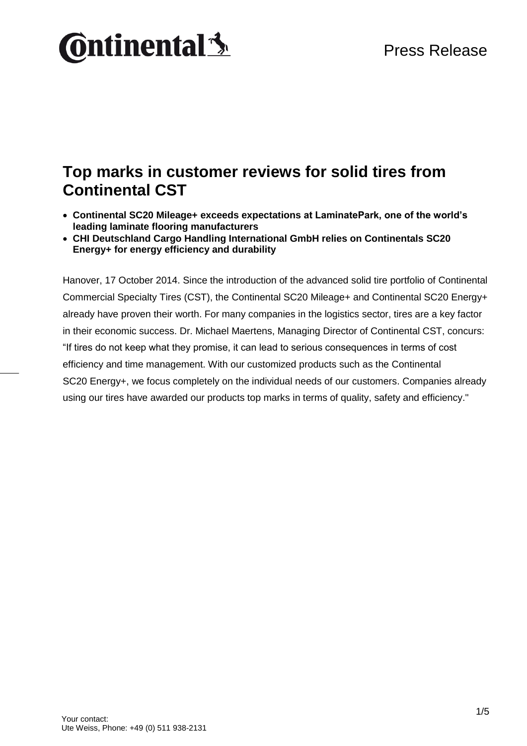# Top marks in customer reviews for solid tires from Continental CST

- **Continental SC20 Mileage+ exceeds expectations at LaminatePark, one of the world's leading laminate flooring manufacturers**
- **CHI Deutschland Cargo Handling International GmbH relies on Continentals SC20 Energy+ for energy efficiency and durability**

Hanover, 17 October 2014. Since the introduction of the advanced solid tire portfolio of Continental Commercial Specialty Tires (CST), the Continental SC20 Mileage+ and Continental SC20 Energy+ already have proven their worth. For many companies in the logistics sector, tires are a key factor in their economic success. Dr. Michael Maertens, Managing Director of Continental CST, concurs: "If tires do not keep what they promise, it can lead to serious consequences in terms of cost efficiency and time management. With our customized products such as the Continental SC20 Energy+, we focus completely on the individual needs of our customers. Companies already using our tires have awarded our products top marks in terms of quality, safety and efficiency."

Your contact:
Ute Weiss, Phone: +49 (0) 511 938-2131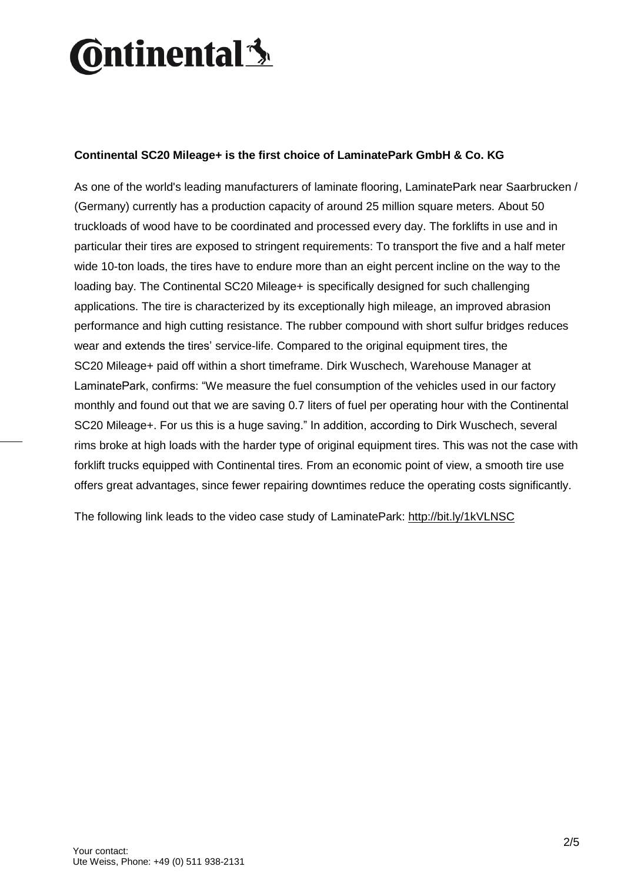**Continental SC20 Mileage+ is the first choice of LaminatePark GmbH & Co. KG**

As one of the world's leading manufacturers of laminate flooring, LaminatePark near Saarbrucken / (Germany) currently has a production capacity of around 25 million square meters. About 50 truckloads of wood have to be coordinated and processed every day. The forklifts in use and in particular their tires are exposed to stringent requirements: To transport the five and a half meter wide 10-ton loads, the tires have to endure more than an eight percent incline on the way to the loading bay. The Continental SC20 Mileage+ is specifically designed for such challenging applications. The tire is characterized by its exceptionally high mileage, an improved abrasion performance and high cutting resistance. The rubber compound with short sulfur bridges reduces wear and extends the tires' service-life. Compared to the original equipment tires, the SC20 Mileage+ paid off within a short timeframe. Dirk Wuschech, Warehouse Manager at LaminatePark, confirms: "We measure the fuel consumption of the vehicles used in our factory monthly and found out that we are saving 0.7 liters of fuel per operating hour with the Continental SC20 Mileage+. For us this is a huge saving." In addition, according to Dirk Wuschech, several rims broke at high loads with the harder type of original equipment tires. This was not the case with forklift trucks equipped with Continental tires. From an economic point of view, a smooth tire use offers great advantages, since fewer repairing downtimes reduce the operating costs significantly.

The following link leads to the video case study of LaminatePark: http://bit.ly/1kVLNSC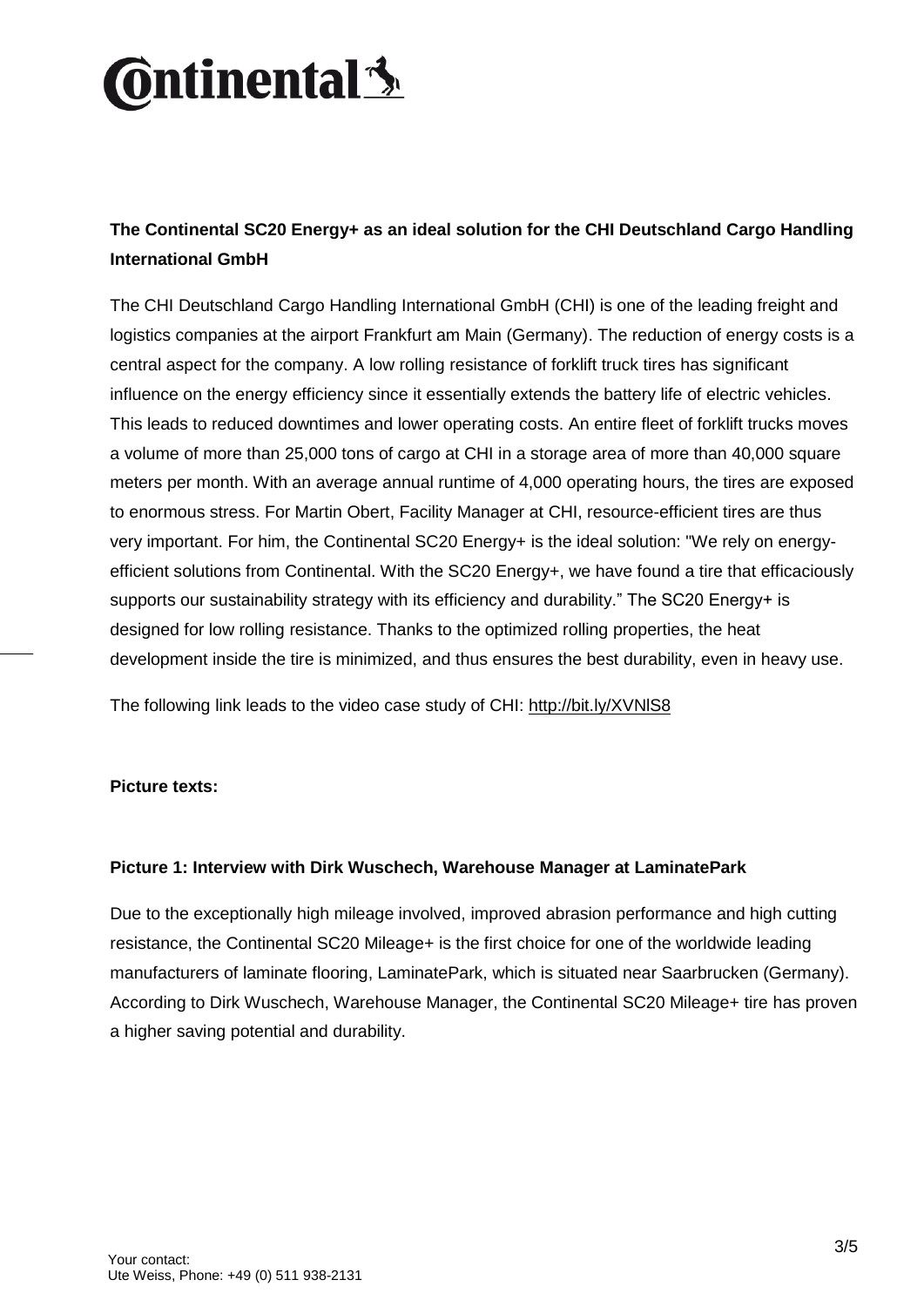**The Continental SC20 Energy+ as an ideal solution for the CHI Deutschland Cargo Handling International GmbH**

The CHI Deutschland Cargo Handling International GmbH (CHI) is one of the leading freight and logistics companies at the airport Frankfurt am Main (Germany). The reduction of energy costs is a central aspect for the company. A low rolling resistance of forklift truck tires has significant influence on the energy efficiency since it essentially extends the battery life of electric vehicles. This leads to reduced downtimes and lower operating costs. An entire fleet of forklift trucks moves a volume of more than 25,000 tons of cargo at CHI in a storage area of more than 40,000 square meters per month. With an average annual runtime of 4,000 operating hours, the tires are exposed to enormous stress. For Martin Obert, Facility Manager at CHI, resource-efficient tires are thus very important. For him, the Continental SC20 Energy+ is the ideal solution: "We rely on energy-efficient solutions from Continental. With the SC20 Energy+, we have found a tire that efficaciously supports our sustainability strategy with its efficiency and durability." The SC20 Energy+ is designed for low rolling resistance. Thanks to the optimized rolling properties, the heat development inside the tire is minimized, and thus ensures the best durability, even in heavy use.

The following link leads to the video case study of CHI: http://bit.ly/XVNlS8

**Picture texts:**

**Picture 1: Interview with Dirk Wuschech, Warehouse Manager at LaminatePark**

Due to the exceptionally high mileage involved, improved abrasion performance and high cutting resistance, the Continental SC20 Mileage+ is the first choice for one of the worldwide leading manufacturers of laminate flooring, LaminatePark, which is situated near Saarbrucken (Germany). According to Dirk Wuschech, Warehouse Manager, the Continental SC20 Mileage+ tire has proven a higher saving potential and durability.

Your contact:
Ute Weiss, Phone: +49 (0) 511 938-2131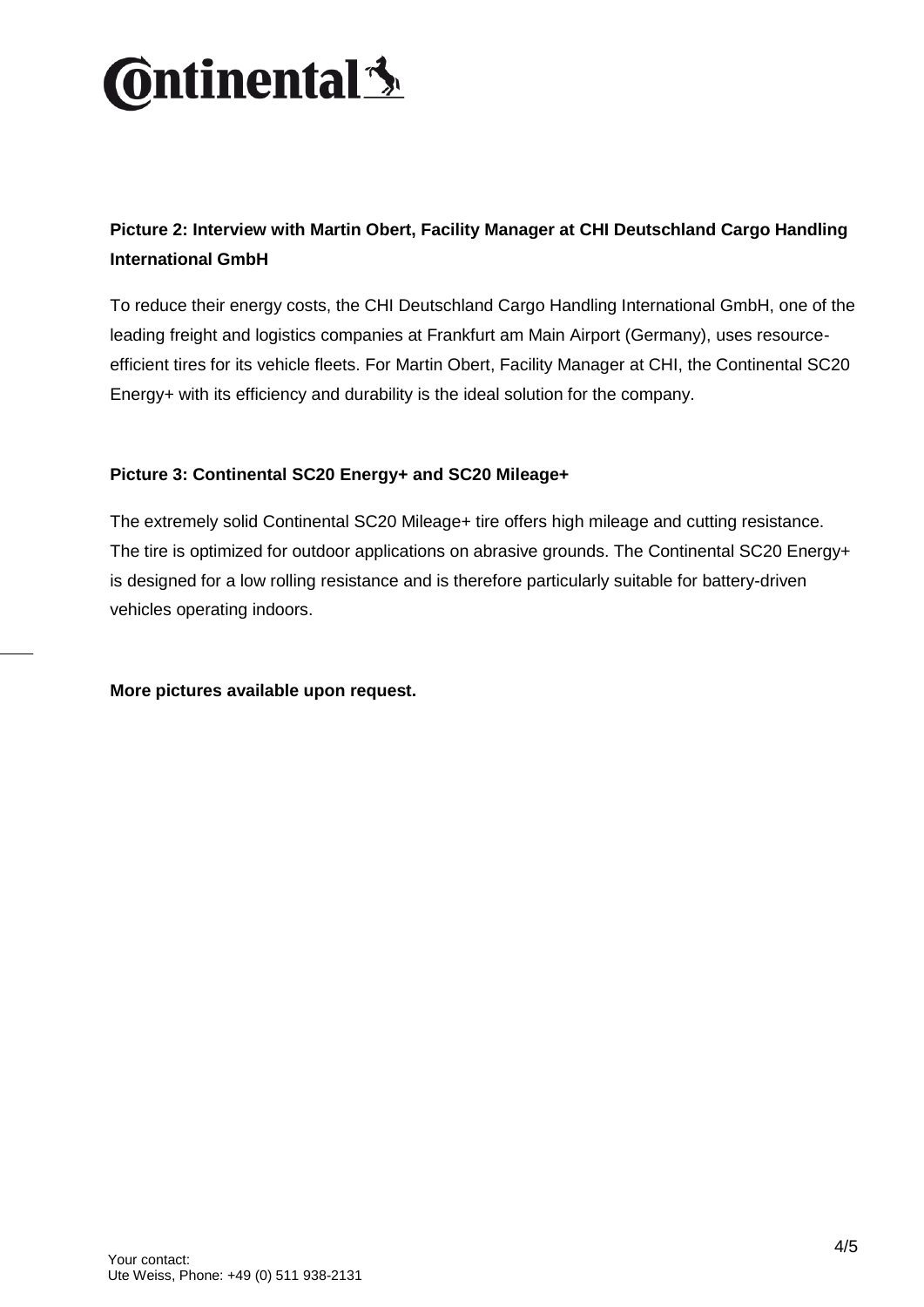**Picture 2: Interview with Martin Obert, Facility Manager at CHI Deutschland Cargo Handling International GmbH**

To reduce their energy costs, the CHI Deutschland Cargo Handling International GmbH, one of the leading freight and logistics companies at Frankfurt am Main Airport (Germany), uses resource-efficient tires for its vehicle fleets. For Martin Obert, Facility Manager at CHI, the Continental SC20 Energy+ with its efficiency and durability is the ideal solution for the company.

**Picture 3: Continental SC20 Energy+ and SC20 Mileage+**

The extremely solid Continental SC20 Mileage+ tire offers high mileage and cutting resistance. The tire is optimized for outdoor applications on abrasive grounds. The Continental SC20 Energy+ is designed for a low rolling resistance and is therefore particularly suitable for battery-driven vehicles operating indoors.

**More pictures available upon request.**

Your contact:
Ute Weiss, Phone: +49 (0) 511 938-2131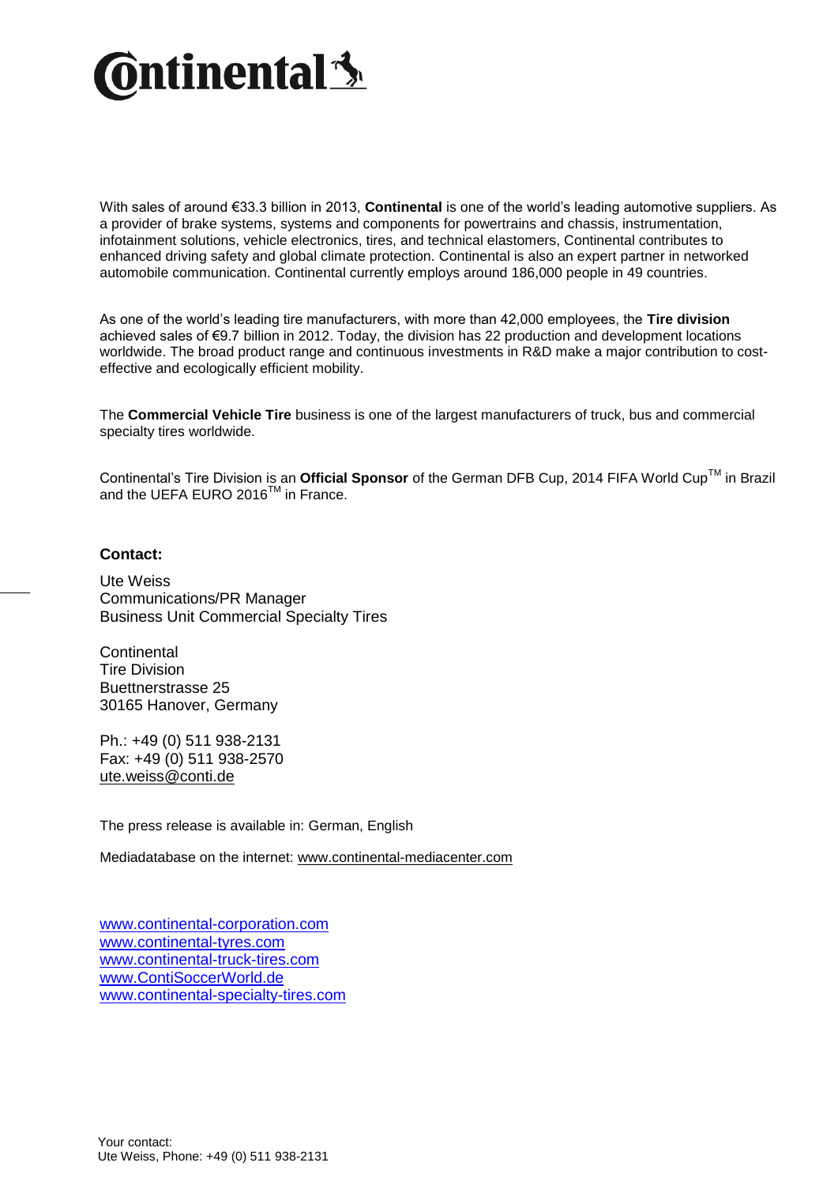**Continental**

With sales of around €33.3 billion in 2013, **Continental** is one of the world's leading automotive suppliers. As a provider of brake systems, systems and components for powertrains and chassis, instrumentation, infotainment solutions, vehicle electronics, tires, and technical elastomers, Continental contributes to enhanced driving safety and global climate protection. Continental is also an expert partner in networked automobile communication. Continental currently employs around 186,000 people in 49 countries.

As one of the world's leading tire manufacturers, with more than 42,000 employees, the **Tire division** achieved sales of €9.7 billion in 2012. Today, the division has 22 production and development locations worldwide. The broad product range and continuous investments in R&D make a major contribution to cost-effective and ecologically efficient mobility.

The **Commercial Vehicle Tire** business is one of the largest manufacturers of truck, bus and commercial specialty tires worldwide.

Continental's Tire Division is an **Official Sponsor** of the German DFB Cup, 2014 FIFA World Cup™ in Brazil and the UEFA EURO 2016™ in France.

**Contact:**

Ute Weiss
Communications/PR Manager
Business Unit Commercial Specialty Tires

Continental
Tire Division
Buettnerstrasse 25
30165 Hanover, Germany

Ph.: +49 (0) 511 938-2131
Fax: +49 (0) 511 938-2570
ute.weiss@conti.de

The press release is available in: German, English

Mediadatabase on the internet: www.continental-mediacenter.com

www.continental-corporation.com
www.continental-tyres.com
www.continental-truck-tires.com
www.ContiSoccerWorld.de
www.continental-specialty-tires.com

Your contact:
Ute Weiss, Phone: +49 (0) 511 938-2131